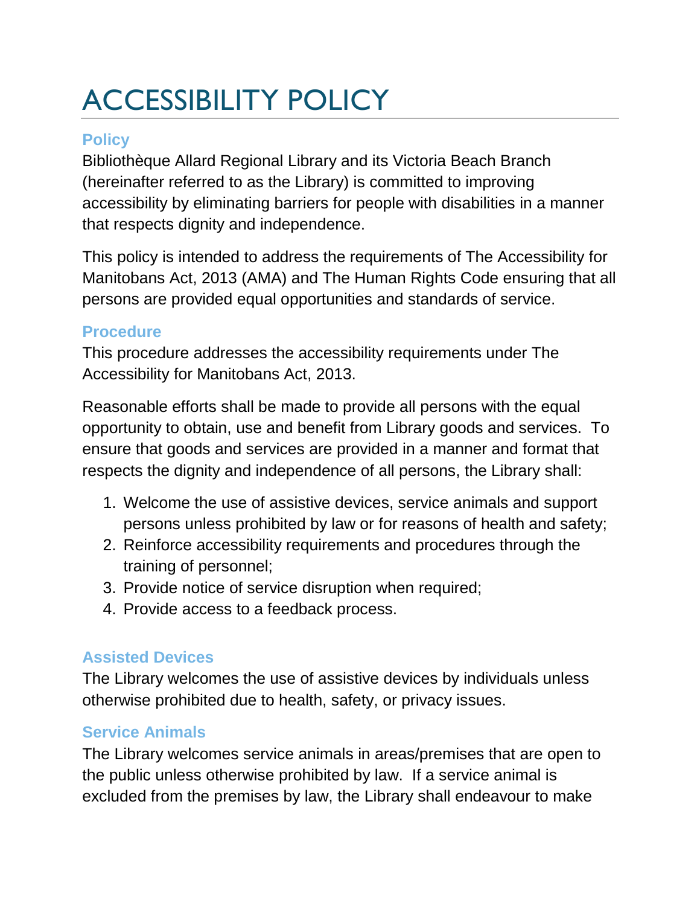# ACCESSIBILITY POLICY

## Policy

Bibliothèque Allard Regional Library and its Victoria Beach Branch (hereinafter referred to as the Library) is committed to improving accessibility by eliminating barriers for people with disabilities in a manner that respects dignity and independence.

This policy is intended to address the requirements of The Accessibility for Manitobans Act, 2013 (AMA) and The Human Rights Code ensuring that all persons are provided equal opportunities and standards of service.

## Procedure

This procedure addresses the accessibility requirements under The Accessibility for Manitobans Act, 2013.

Reasonable efforts shall be made to provide all persons with the equal opportunity to obtain, use and benefit from Library goods and services. To ensure that goods and services are provided in a manner and format that respects the dignity and independence of all persons, the Library shall:

1. Welcome the use of assistive devices, service animals and support persons unless prohibited by law or for reasons of health and safety;
2. Reinforce accessibility requirements and procedures through the training of personnel;
3. Provide notice of service disruption when required;
4. Provide access to a feedback process.

## Assisted Devices

The Library welcomes the use of assistive devices by individuals unless otherwise prohibited due to health, safety, or privacy issues.

## Service Animals

The Library welcomes service animals in areas/premises that are open to the public unless otherwise prohibited by law. If a service animal is excluded from the premises by law, the Library shall endeavour to make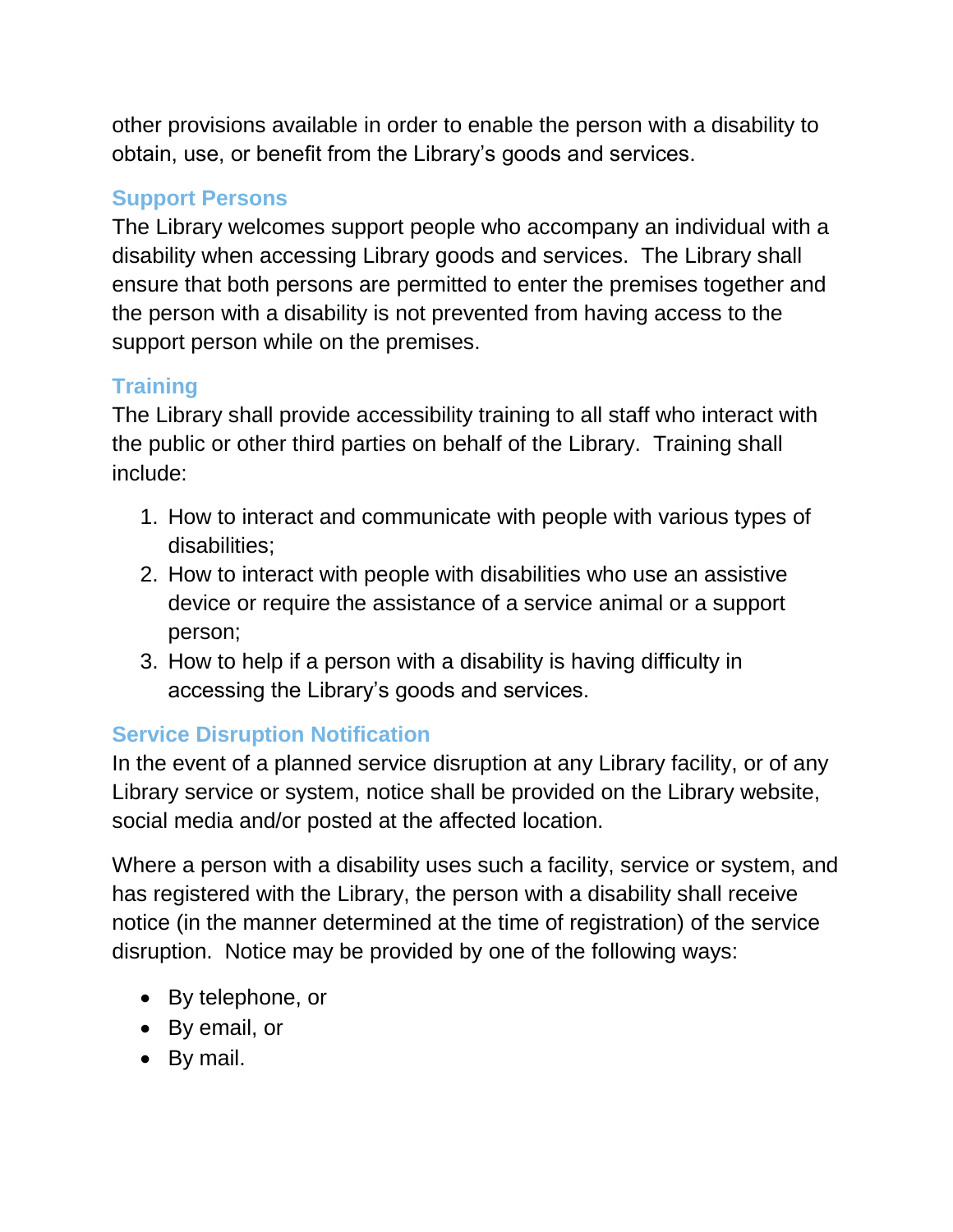other provisions available in order to enable the person with a disability to obtain, use, or benefit from the Library's goods and services.

## Support Persons

The Library welcomes support people who accompany an individual with a disability when accessing Library goods and services. The Library shall ensure that both persons are permitted to enter the premises together and the person with a disability is not prevented from having access to the support person while on the premises.

## Training

The Library shall provide accessibility training to all staff who interact with the public or other third parties on behalf of the Library. Training shall include:

1. How to interact and communicate with people with various types of disabilities;
2. How to interact with people with disabilities who use an assistive device or require the assistance of a service animal or a support person;
3. How to help if a person with a disability is having difficulty in accessing the Library's goods and services.

## Service Disruption Notification

In the event of a planned service disruption at any Library facility, or of any Library service or system, notice shall be provided on the Library website, social media and/or posted at the affected location.

Where a person with a disability uses such a facility, service or system, and has registered with the Library, the person with a disability shall receive notice (in the manner determined at the time of registration) of the service disruption. Notice may be provided by one of the following ways:

- By telephone, or
- By email, or
- By mail.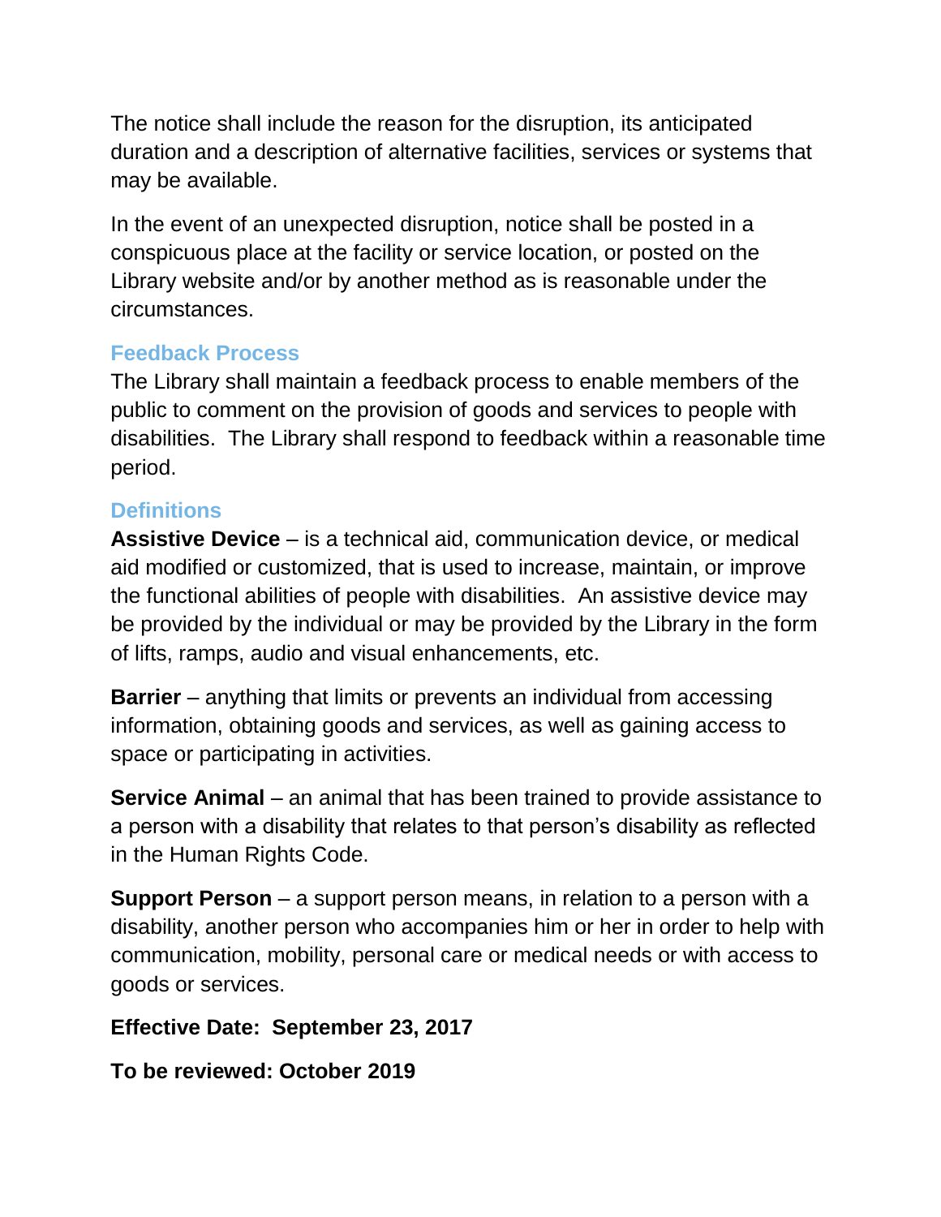The notice shall include the reason for the disruption, its anticipated duration and a description of alternative facilities, services or systems that may be available.

In the event of an unexpected disruption, notice shall be posted in a conspicuous place at the facility or service location, or posted on the Library website and/or by another method as is reasonable under the circumstances.

### Feedback Process

The Library shall maintain a feedback process to enable members of the public to comment on the provision of goods and services to people with disabilities. The Library shall respond to feedback within a reasonable time period.

### Definitions

**Assistive Device** – is a technical aid, communication device, or medical aid modified or customized, that is used to increase, maintain, or improve the functional abilities of people with disabilities. An assistive device may be provided by the individual or may be provided by the Library in the form of lifts, ramps, audio and visual enhancements, etc.

**Barrier** – anything that limits or prevents an individual from accessing information, obtaining goods and services, as well as gaining access to space or participating in activities.

**Service Animal** – an animal that has been trained to provide assistance to a person with a disability that relates to that person's disability as reflected in the Human Rights Code.

**Support Person** – a support person means, in relation to a person with a disability, another person who accompanies him or her in order to help with communication, mobility, personal care or medical needs or with access to goods or services.

**Effective Date: September 23, 2017**

**To be reviewed: October 2019**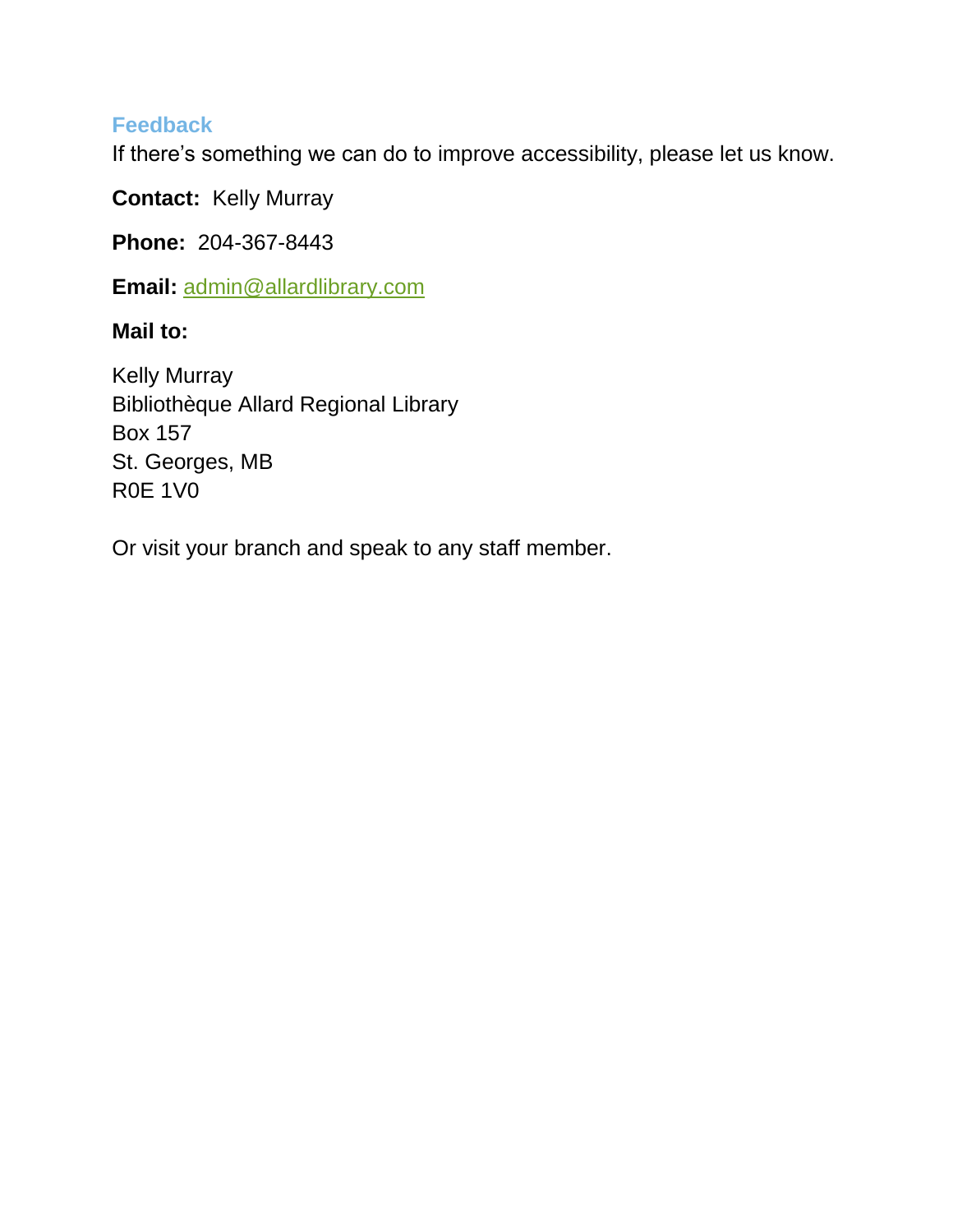## Feedback

If there's something we can do to improve accessibility, please let us know.

**Contact:** Kelly Murray

**Phone:** 204-367-8443

**Email:** admin@allardlibrary.com

**Mail to:**

Kelly Murray
Bibliothèque Allard Regional Library
Box 157
St. Georges, MB
R0E 1V0

Or visit your branch and speak to any staff member.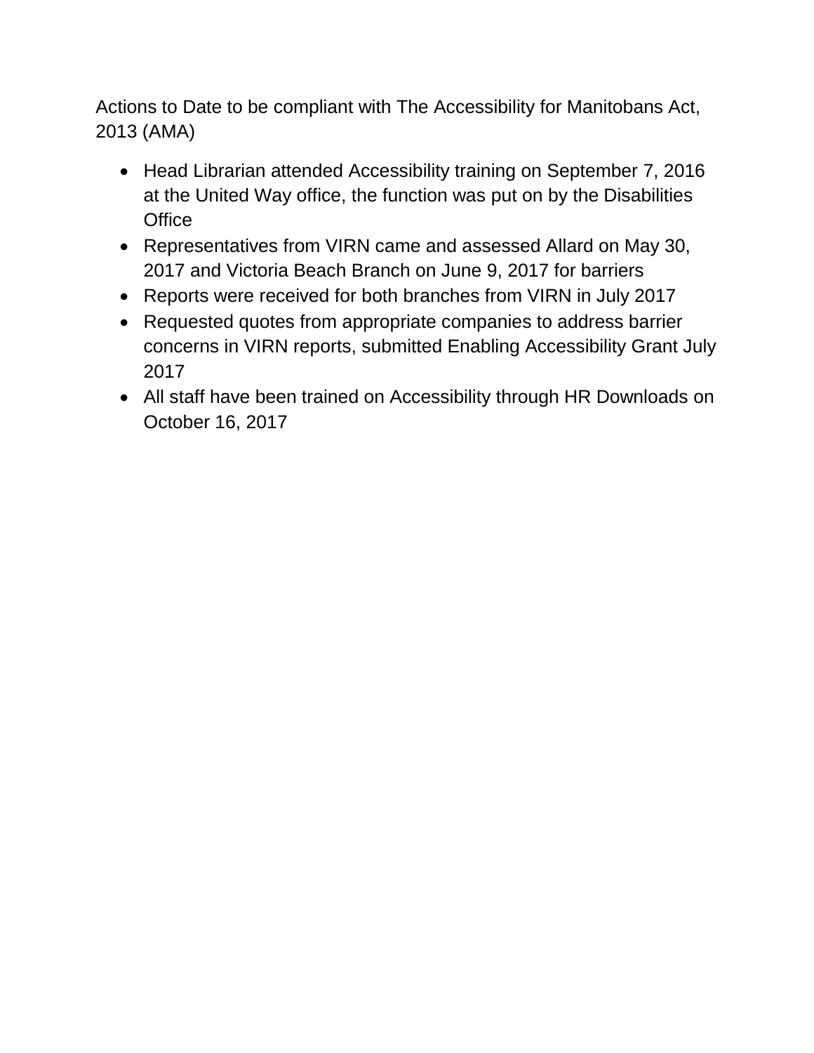Actions to Date to be compliant with The Accessibility for Manitobans Act, 2013 (AMA)

- Head Librarian attended Accessibility training on September 7, 2016 at the United Way office, the function was put on by the Disabilities Office
- Representatives from VIRN came and assessed Allard on May 30, 2017 and Victoria Beach Branch on June 9, 2017 for barriers
- Reports were received for both branches from VIRN in July 2017
- Requested quotes from appropriate companies to address barrier concerns in VIRN reports, submitted Enabling Accessibility Grant July 2017
- All staff have been trained on Accessibility through HR Downloads on October 16, 2017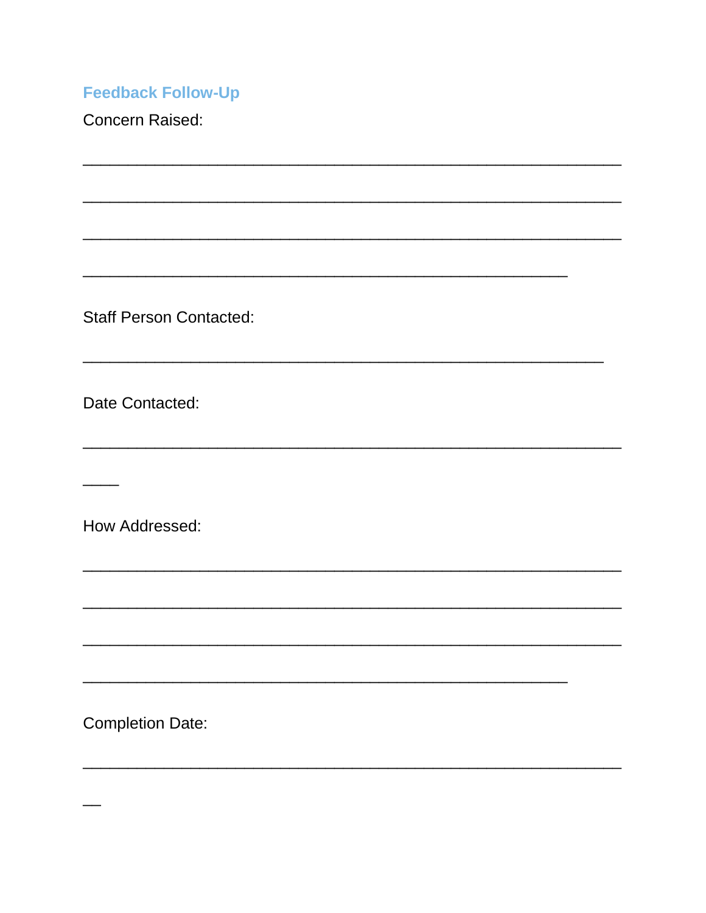## Feedback Follow-Up

Concern Raised:

______________________________________________________________

______________________________________________________________

______________________________________________________________

________________________________________________________

Staff Person Contacted:

____________________________________________________________

Date Contacted:

______________________________________________________________

____

How Addressed:

______________________________________________________________

______________________________________________________________

______________________________________________________________

________________________________________________________

Completion Date:

______________________________________________________________

__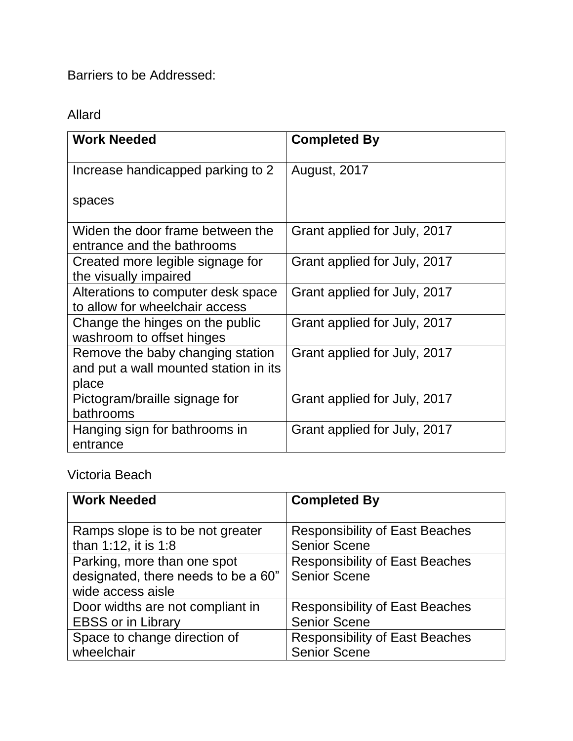Barriers to be Addressed:

Allard

| Work Needed | Completed By |
|---|---|
| Increase handicapped parking to 2 spaces | August, 2017 |
| Widen the door frame between the entrance and the bathrooms | Grant applied for July, 2017 |
| Created more legible signage for the visually impaired | Grant applied for July, 2017 |
| Alterations to computer desk space to allow for wheelchair access | Grant applied for July, 2017 |
| Change the hinges on the public washroom to offset hinges | Grant applied for July, 2017 |
| Remove the baby changing station and put a wall mounted station in its place | Grant applied for July, 2017 |
| Pictogram/braille signage for bathrooms | Grant applied for July, 2017 |
| Hanging sign for bathrooms in entrance | Grant applied for July, 2017 |

Victoria Beach

| Work Needed | Completed By |
|---|---|
| Ramps slope is to be not greater than 1:12, it is 1:8 | Responsibility of East Beaches Senior Scene |
| Parking, more than one spot designated, there needs to be a 60" wide access aisle | Responsibility of East Beaches Senior Scene |
| Door widths are not compliant in EBSS or in Library | Responsibility of East Beaches Senior Scene |
| Space to change direction of wheelchair | Responsibility of East Beaches Senior Scene |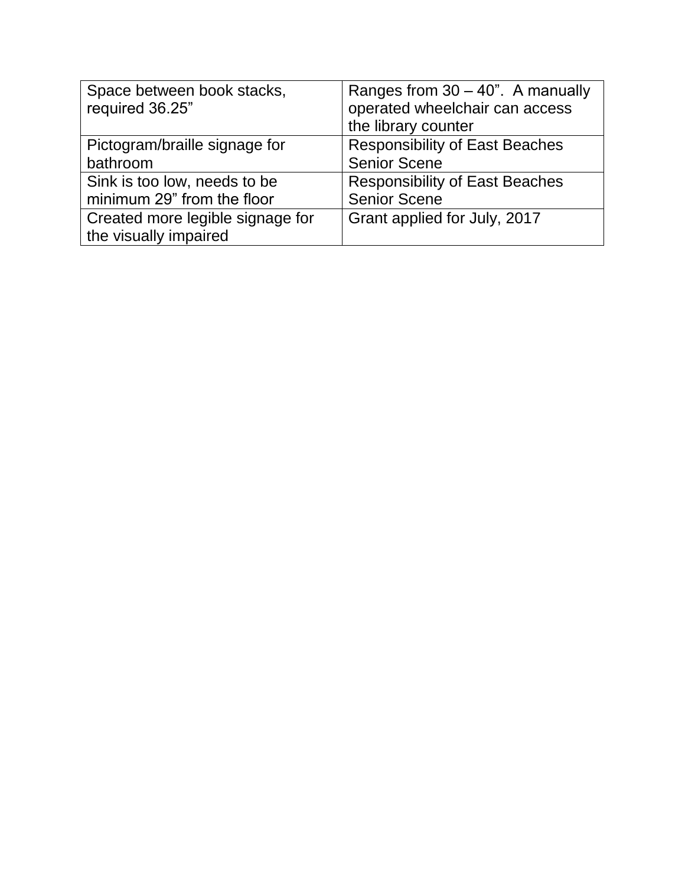| Space between book stacks, required 36.25” | Ranges from 30 – 40”. A manually operated wheelchair can access the library counter |
|---|---|
| Pictogram/braille signage for bathroom | Responsibility of East Beaches Senior Scene |
| Sink is too low, needs to be minimum 29” from the floor | Responsibility of East Beaches Senior Scene |
| Created more legible signage for the visually impaired | Grant applied for July, 2017 |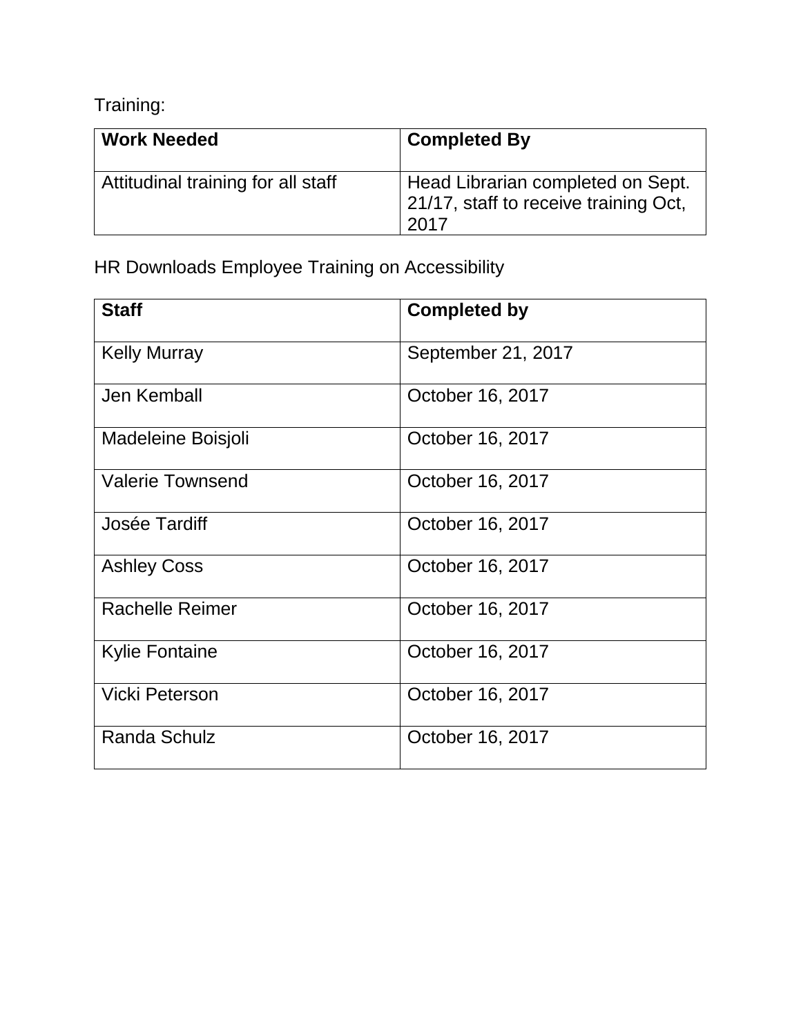Training:

| **Work Needed** | **Completed By** |
| --- | --- |
| Attitudinal training for all staff | Head Librarian completed on Sept. 21/17, staff to receive training Oct, 2017 |

HR Downloads Employee Training on Accessibility

| **Staff** | **Completed by** |
| --- | --- |
| Kelly Murray | September 21, 2017 |
| Jen Kemball | October 16, 2017 |
| Madeleine Boisjoli | October 16, 2017 |
| Valerie Townsend | October 16, 2017 |
| Josée Tardiff | October 16, 2017 |
| Ashley Coss | October 16, 2017 |
| Rachelle Reimer | October 16, 2017 |
| Kylie Fontaine | October 16, 2017 |
| Vicki Peterson | October 16, 2017 |
| Randa Schulz | October 16, 2017 |